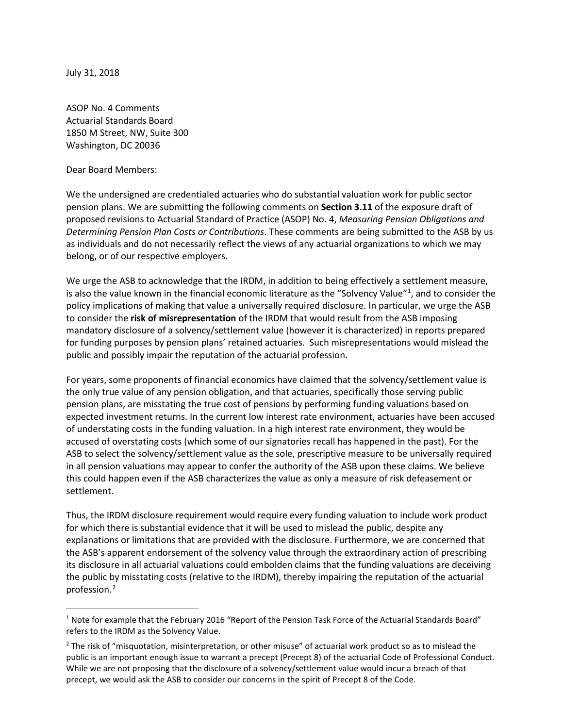July 31, 2018

ASOP No. 4 Comments
Actuarial Standards Board
1850 M Street, NW, Suite 300
Washington, DC 20036

Dear Board Members:

We the undersigned are credentialed actuaries who do substantial valuation work for public sector pension plans. We are submitting the following comments on **Section 3.11** of the exposure draft of proposed revisions to Actuarial Standard of Practice (ASOP) No. 4, *Measuring Pension Obligations and Determining Pension Plan Costs or Contributions*. These comments are being submitted to the ASB by us as individuals and do not necessarily reflect the views of any actuarial organizations to which we may belong, or of our respective employers.

We urge the ASB to acknowledge that the IRDM, in addition to being effectively a settlement measure, is also the value known in the financial economic literature as the "Solvency Value"[1], and to consider the policy implications of making that value a universally required disclosure. In particular, we urge the ASB to consider the **risk of misrepresentation** of the IRDM that would result from the ASB imposing mandatory disclosure of a solvency/settlement value (however it is characterized) in reports prepared for funding purposes by pension plans' retained actuaries. Such misrepresentations would mislead the public and possibly impair the reputation of the actuarial profession.

For years, some proponents of financial economics have claimed that the solvency/settlement value is the only true value of any pension obligation, and that actuaries, specifically those serving public pension plans, are misstating the true cost of pensions by performing funding valuations based on expected investment returns. In the current low interest rate environment, actuaries have been accused of understating costs in the funding valuation. In a high interest rate environment, they would be accused of overstating costs (which some of our signatories recall has happened in the past). For the ASB to select the solvency/settlement value as the sole, prescriptive measure to be universally required in all pension valuations may appear to confer the authority of the ASB upon these claims. We believe this could happen even if the ASB characterizes the value as only a measure of risk defeasement or settlement.

Thus, the IRDM disclosure requirement would require every funding valuation to include work product for which there is substantial evidence that it will be used to mislead the public, despite any explanations or limitations that are provided with the disclosure. Furthermore, we are concerned that the ASB's apparent endorsement of the solvency value through the extraordinary action of prescribing its disclosure in all actuarial valuations could embolden claims that the funding valuations are deceiving the public by misstating costs (relative to the IRDM), thereby impairing the reputation of the actuarial profession.[2]

---

[1] Note for example that the February 2016 "Report of the Pension Task Force of the Actuarial Standards Board" refers to the IRDM as the Solvency Value.

[2] The risk of "misquotation, misinterpretation, or other misuse" of actuarial work product so as to mislead the public is an important enough issue to warrant a precept (Precept 8) of the actuarial Code of Professional Conduct. While we are not proposing that the disclosure of a solvency/settlement value would incur a breach of that precept, we would ask the ASB to consider our concerns in the spirit of Precept 8 of the Code.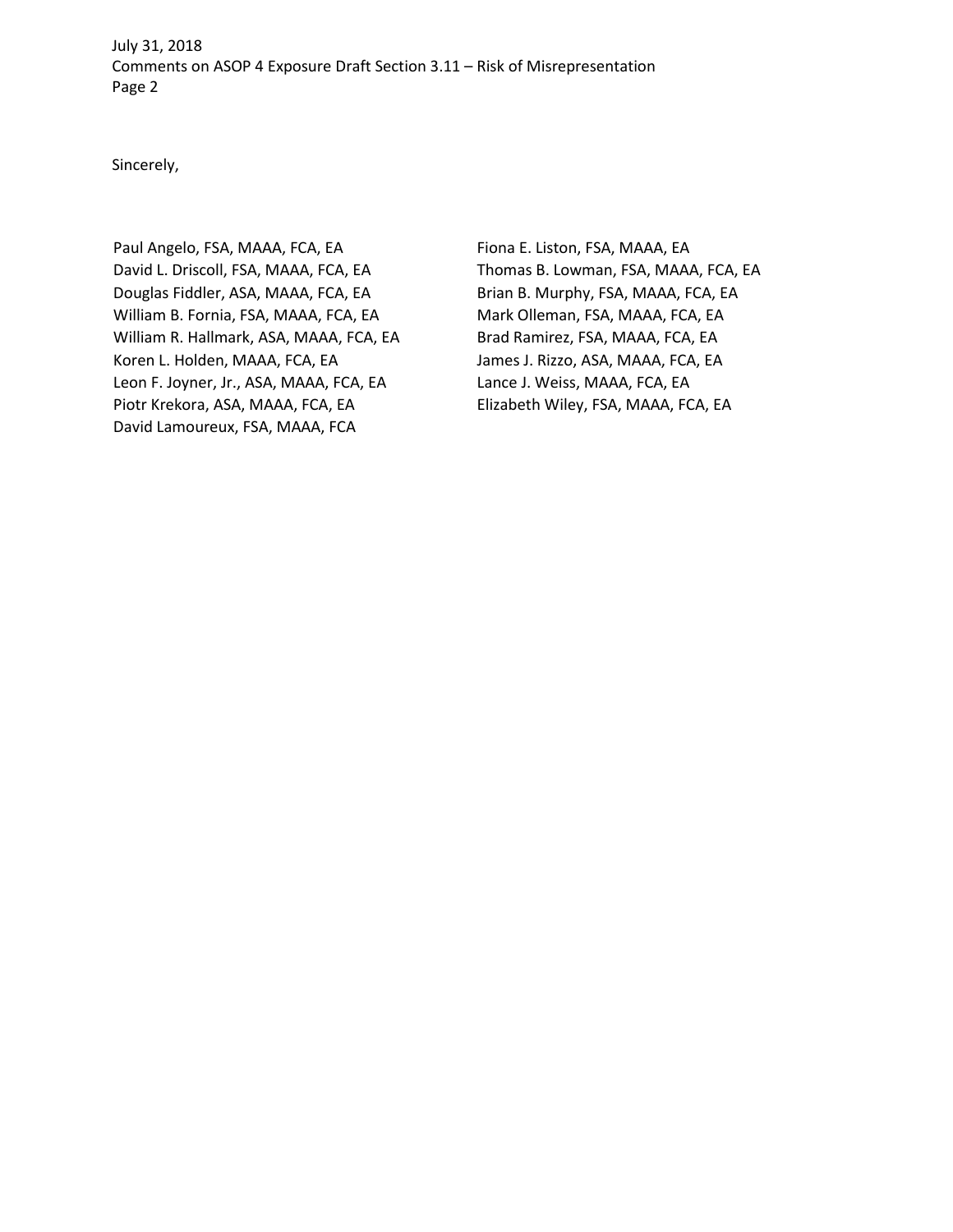Sincerely,

Paul Angelo, FSA, MAAA, FCA, EA
David L. Driscoll, FSA, MAAA, FCA, EA
Douglas Fiddler, ASA, MAAA, FCA, EA
William B. Fornia, FSA, MAAA, FCA, EA
William R. Hallmark, ASA, MAAA, FCA, EA
Koren L. Holden, MAAA, FCA, EA
Leon F. Joyner, Jr., ASA, MAAA, FCA, EA
Piotr Krekora, ASA, MAAA, FCA, EA
David Lamoureux, FSA, MAAA, FCA
Fiona E. Liston, FSA, MAAA, EA
Thomas B. Lowman, FSA, MAAA, FCA, EA
Brian B. Murphy, FSA, MAAA, FCA, EA
Mark Olleman, FSA, MAAA, FCA, EA
Brad Ramirez, FSA, MAAA, FCA, EA
James J. Rizzo, ASA, MAAA, FCA, EA
Lance J. Weiss, MAAA, FCA, EA
Elizabeth Wiley, FSA, MAAA, FCA, EA